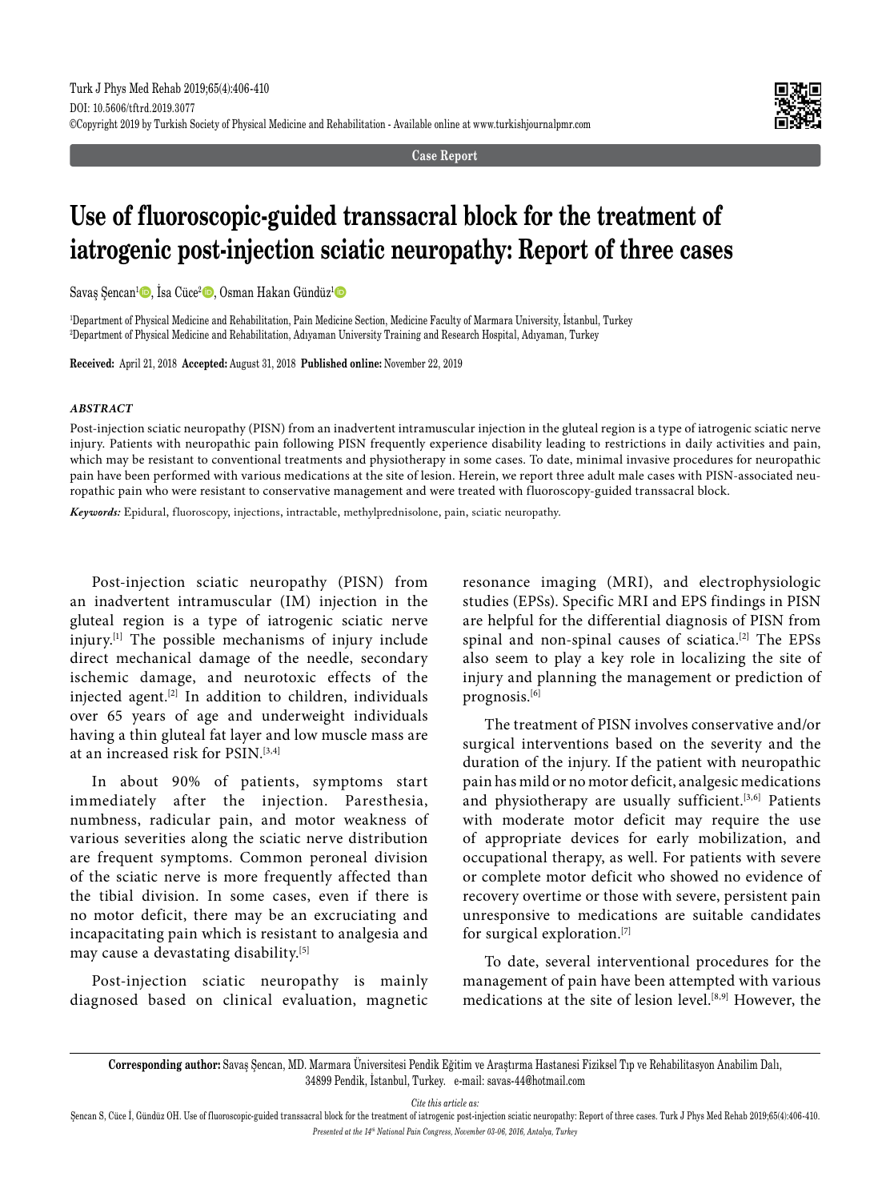Case Report

# Use of fluoroscopic-guided transsacral block for the treatment of iatrogenic post-injection sciatic neuropathy: Report of three cases

Savaş Şencan[1], İsa Cüce[2], Osman Hakan Gündüz[1]

[1]Department of Physical Medicine and Rehabilitation, Pain Medicine Section, Medicine Faculty of Marmara University, İstanbul, Turkey
[2]Department of Physical Medicine and Rehabilitation, Adıyaman University Training and Research Hospital, Adıyaman, Turkey

**Received:** April 21, 2018 **Accepted:** August 31, 2018 **Published online:** November 22, 2019

### *ABSTRACT*

Post-injection sciatic neuropathy (PISN) from an inadvertent intramuscular injection in the gluteal region is a type of iatrogenic sciatic nerve injury. Patients with neuropathic pain following PISN frequently experience disability leading to restrictions in daily activities and pain, which may be resistant to conventional treatments and physiotherapy in some cases. To date, minimal invasive procedures for neuropathic pain have been performed with various medications at the site of lesion. Herein, we report three adult male cases with PISN-associated neuropathic pain who were resistant to conservative management and were treated with fluoroscopy-guided transsacral block.

***Keywords:*** Epidural, fluoroscopy, injections, intractable, methylprednisolone, pain, sciatic neuropathy.

Post-injection sciatic neuropathy (PISN) from an inadvertent intramuscular (IM) injection in the gluteal region is a type of iatrogenic sciatic nerve injury.[1] The possible mechanisms of injury include direct mechanical damage of the needle, secondary ischemic damage, and neurotoxic effects of the injected agent.[2] In addition to children, individuals over 65 years of age and underweight individuals having a thin gluteal fat layer and low muscle mass are at an increased risk for PSIN.[3,4]

In about 90% of patients, symptoms start immediately after the injection. Paresthesia, numbness, radicular pain, and motor weakness of various severities along the sciatic nerve distribution are frequent symptoms. Common peroneal division of the sciatic nerve is more frequently affected than the tibial division. In some cases, even if there is no motor deficit, there may be an excruciating and incapacitating pain which is resistant to analgesia and may cause a devastating disability.[5]

Post-injection sciatic neuropathy is mainly diagnosed based on clinical evaluation, magnetic resonance imaging (MRI), and electrophysiologic studies (EPSs). Specific MRI and EPS findings in PISN are helpful for the differential diagnosis of PISN from spinal and non-spinal causes of sciatica.[2] The EPSs also seem to play a key role in localizing the site of injury and planning the management or prediction of prognosis.[6]

The treatment of PISN involves conservative and/or surgical interventions based on the severity and the duration of the injury. If the patient with neuropathic pain has mild or no motor deficit, analgesic medications and physiotherapy are usually sufficient.[3,6] Patients with moderate motor deficit may require the use of appropriate devices for early mobilization, and occupational therapy, as well. For patients with severe or complete motor deficit who showed no evidence of recovery overtime or those with severe, persistent pain unresponsive to medications are suitable candidates for surgical exploration.[7]

To date, several interventional procedures for the management of pain have been attempted with various medications at the site of lesion level.[8,9] However, the

**Corresponding author:** Savaş Şencan, MD. Marmara Üniversitesi Pendik Eğitim ve Araştırma Hastanesi Fiziksel Tıp ve Rehabilitasyon Anabilim Dalı, 34899 Pendik, İstanbul, Turkey. e-mail: savas-44@hotmail.com

*Cite this article as:*

Şencan S, Cüce İ, Gündüz OH. Use of fluoroscopic-guided transsacral block for the treatment of iatrogenic post-injection sciatic neuropathy: Report of three cases. Turk J Phys Med Rehab 2019;65(4):406-410.

*Presented at the 14th National Pain Congress, November 03-06, 2016, Antalya, Turkey*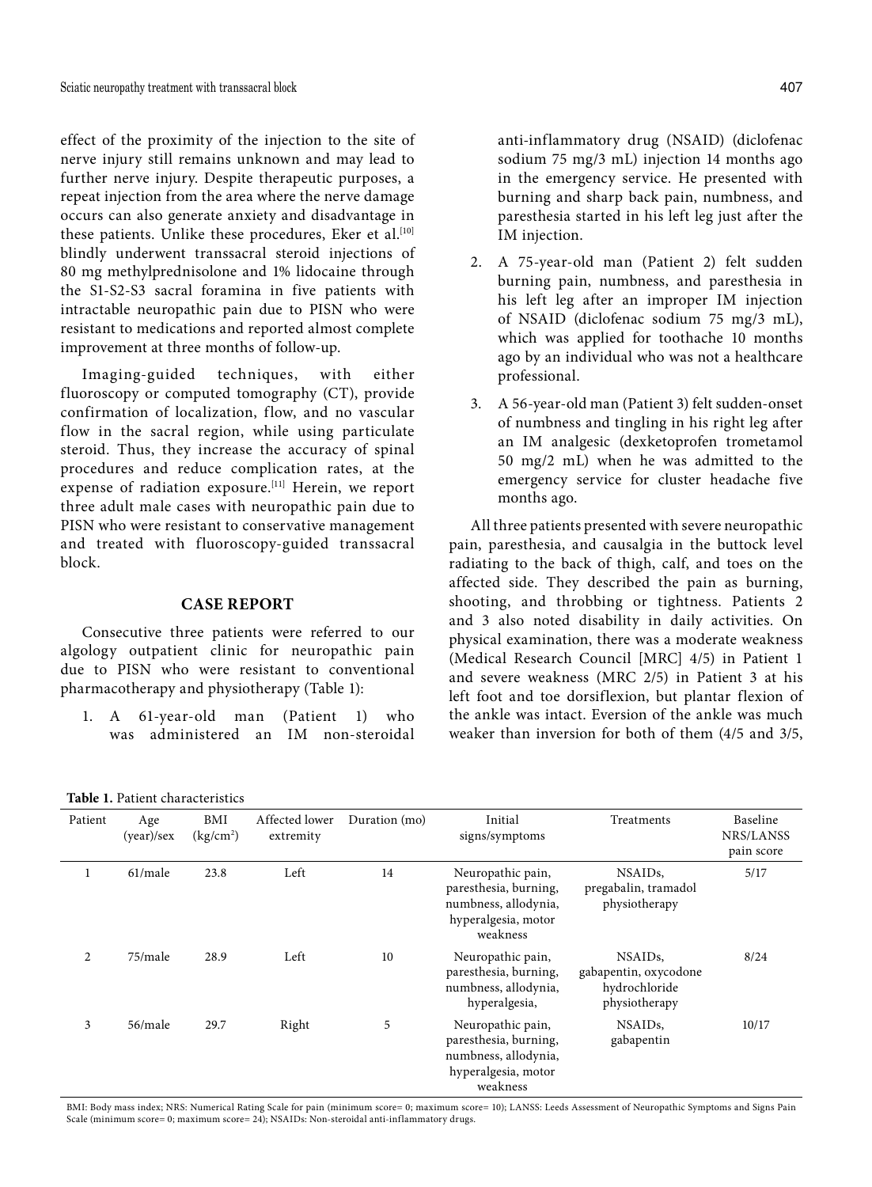effect of the proximity of the injection to the site of nerve injury still remains unknown and may lead to further nerve injury. Despite therapeutic purposes, a repeat injection from the area where the nerve damage occurs can also generate anxiety and disadvantage in these patients. Unlike these procedures, Eker et al.[10] blindly underwent transsacral steroid injections of 80 mg methylprednisolone and 1% lidocaine through the S1-S2-S3 sacral foramina in five patients with intractable neuropathic pain due to PISN who were resistant to medications and reported almost complete improvement at three months of follow-up.

Imaging-guided techniques, with either fluoroscopy or computed tomography (CT), provide confirmation of localization, flow, and no vascular flow in the sacral region, while using particulate steroid. Thus, they increase the accuracy of spinal procedures and reduce complication rates, at the expense of radiation exposure.[11] Herein, we report three adult male cases with neuropathic pain due to PISN who were resistant to conservative management and treated with fluoroscopy-guided transsacral block.

## CASE REPORT

Consecutive three patients were referred to our algology outpatient clinic for neuropathic pain due to PISN who were resistant to conventional pharmacotherapy and physiotherapy (Table 1):

1. A 61-year-old man (Patient 1) who was administered an IM non-steroidal anti-inflammatory drug (NSAID) (diclofenac sodium 75 mg/3 mL) injection 14 months ago in the emergency service. He presented with burning and sharp back pain, numbness, and paresthesia started in his left leg just after the IM injection.
2. A 75-year-old man (Patient 2) felt sudden burning pain, numbness, and paresthesia in his left leg after an improper IM injection of NSAID (diclofenac sodium 75 mg/3 mL), which was applied for toothache 10 months ago by an individual who was not a healthcare professional.
3. A 56-year-old man (Patient 3) felt sudden-onset of numbness and tingling in his right leg after an IM analgesic (dexketoprofen trometamol 50 mg/2 mL) when he was admitted to the emergency service for cluster headache five months ago.

All three patients presented with severe neuropathic pain, paresthesia, and causalgia in the buttock level radiating to the back of thigh, calf, and toes on the affected side. They described the pain as burning, shooting, and throbbing or tightness. Patients 2 and 3 also noted disability in daily activities. On physical examination, there was a moderate weakness (Medical Research Council [MRC] 4/5) in Patient 1 and severe weakness (MRC 2/5) in Patient 3 at his left foot and toe dorsiflexion, but plantar flexion of the ankle was intact. Eversion of the ankle was much weaker than inversion for both of them (4/5 and 3/5,

**Table 1.** Patient characteristics

| Patient | Age (year)/sex | BMI (kg/cm$^2$) | Affected lower extremity | Duration (mo) | Initial signs/symptoms | Treatments | Baseline NRS/LANSS pain score |
|---|---|---|---|---|---|---|---|
| 1 | 61/male | 23.8 | Left | 14 | Neuropathic pain, paresthesia, burning, numbness, allodynia, hyperalgesia, motor weakness | NSAIDs, pregabalin, tramadol physiotherapy | 5/17 |
| 2 | 75/male | 28.9 | Left | 10 | Neuropathic pain, paresthesia, burning, numbness, allodynia, hyperalgesia, | NSAIDs, gabapentin, oxycodone hydrochloride physiotherapy | 8/24 |
| 3 | 56/male | 29.7 | Right | 5 | Neuropathic pain, paresthesia, burning, numbness, allodynia, hyperalgesia, motor weakness | NSAIDs, gabapentin | 10/17 |

BMI: Body mass index; NRS: Numerical Rating Scale for pain (minimum score= 0; maximum score= 10); LANSS: Leeds Assessment of Neuropathic Symptoms and Signs Pain Scale (minimum score= 0; maximum score= 24); NSAIDs: Non-steroidal anti-inflammatory drugs.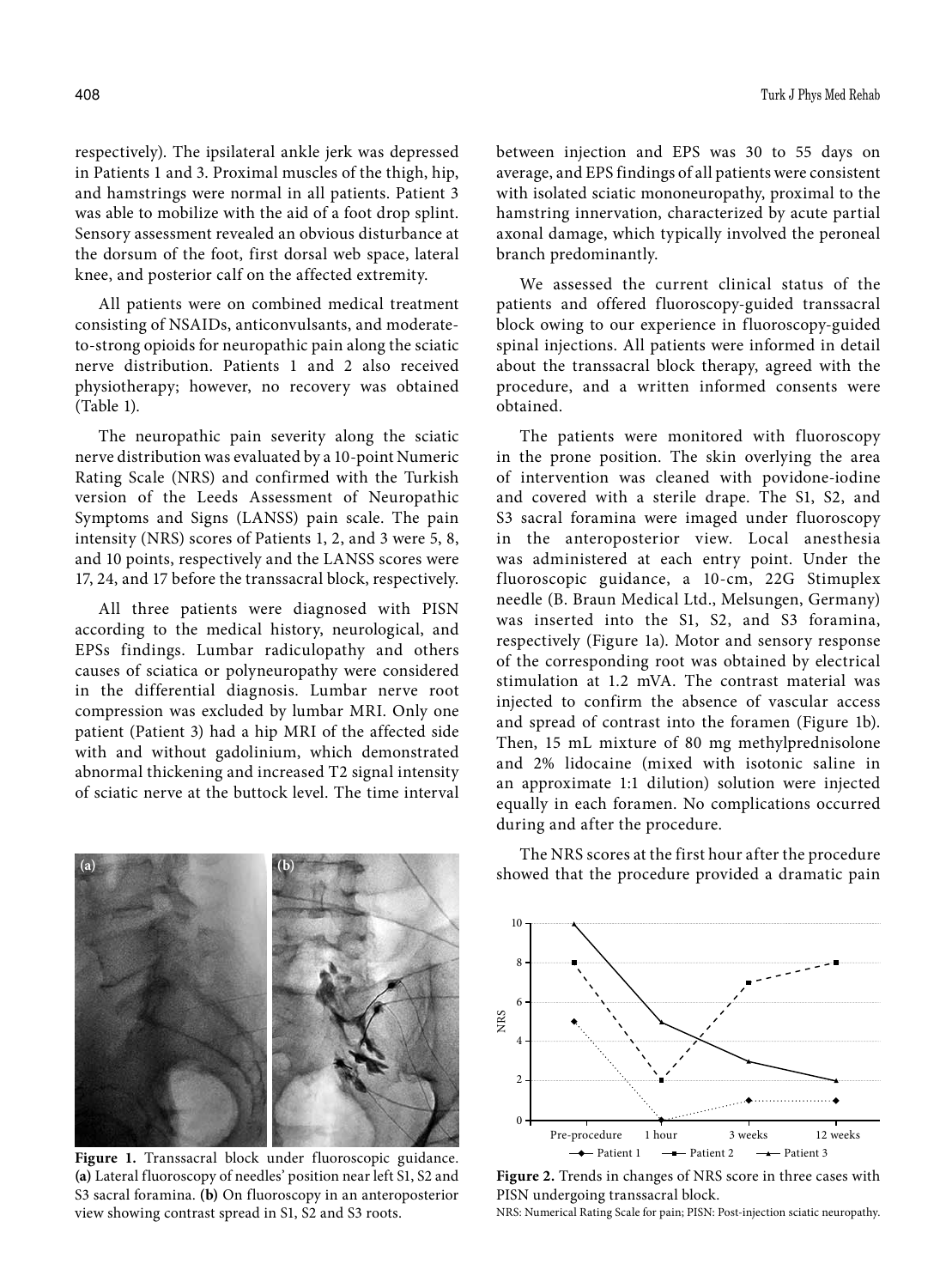respectively). The ipsilateral ankle jerk was depressed in Patients 1 and 3. Proximal muscles of the thigh, hip, and hamstrings were normal in all patients. Patient 3 was able to mobilize with the aid of a foot drop splint. Sensory assessment revealed an obvious disturbance at the dorsum of the foot, first dorsal web space, lateral knee, and posterior calf on the affected extremity.

All patients were on combined medical treatment consisting of NSAIDs, anticonvulsants, and moderate-to-strong opioids for neuropathic pain along the sciatic nerve distribution. Patients 1 and 2 also received physiotherapy; however, no recovery was obtained (Table 1).

The neuropathic pain severity along the sciatic nerve distribution was evaluated by a 10-point Numeric Rating Scale (NRS) and confirmed with the Turkish version of the Leeds Assessment of Neuropathic Symptoms and Signs (LANSS) pain scale. The pain intensity (NRS) scores of Patients 1, 2, and 3 were 5, 8, and 10 points, respectively and the LANSS scores were 17, 24, and 17 before the transsacral block, respectively.

All three patients were diagnosed with PISN according to the medical history, neurological, and EPSs findings. Lumbar radiculopathy and others causes of sciatica or polyneuropathy were considered in the differential diagnosis. Lumbar nerve root compression was excluded by lumbar MRI. Only one patient (Patient 3) had a hip MRI of the affected side with and without gadolinium, which demonstrated abnormal thickening and increased T2 signal intensity of sciatic nerve at the buttock level. The time interval between injection and EPS was 30 to 55 days on average, and EPS findings of all patients were consistent with isolated sciatic mononeuropathy, proximal to the hamstring innervation, characterized by acute partial axonal damage, which typically involved the peroneal branch predominantly.

We assessed the current clinical status of the patients and offered fluoroscopy-guided transsacral block owing to our experience in fluoroscopy-guided spinal injections. All patients were informed in detail about the transsacral block therapy, agreed with the procedure, and a written informed consents were obtained.

The patients were monitored with fluoroscopy in the prone position. The skin overlying the area of intervention was cleaned with povidone-iodine and covered with a sterile drape. The S1, S2, and S3 sacral foramina were imaged under fluoroscopy in the anteroposterior view. Local anesthesia was administered at each entry point. Under the fluoroscopic guidance, a 10-cm, 22G Stimuplex needle (B. Braun Medical Ltd., Melsungen, Germany) was inserted into the S1, S2, and S3 foramina, respectively (Figure 1a). Motor and sensory response of the corresponding root was obtained by electrical stimulation at 1.2 mVA. The contrast material was injected to confirm the absence of vascular access and spread of contrast into the foramen (Figure 1b). Then, 15 mL mixture of 80 mg methylprednisolone and 2% lidocaine (mixed with isotonic saline in an approximate 1:1 dilution) solution were injected equally in each foramen. No complications occurred during and after the procedure.

**Figure 1.** Transsacral block under fluoroscopic guidance. **(a)** Lateral fluoroscopy of needles' position near left S1, S2 and S3 sacral foramina. **(b)** On fluoroscopy in an anteroposterior view showing contrast spread in S1, S2 and S3 roots.

The NRS scores at the first hour after the procedure showed that the procedure provided a dramatic pain

**Figure 2.** Trends in changes of NRS score in three cases with PISN undergoing transsacral block.

NRS: Numerical Rating Scale for pain; PISN: Post-injection sciatic neuropathy.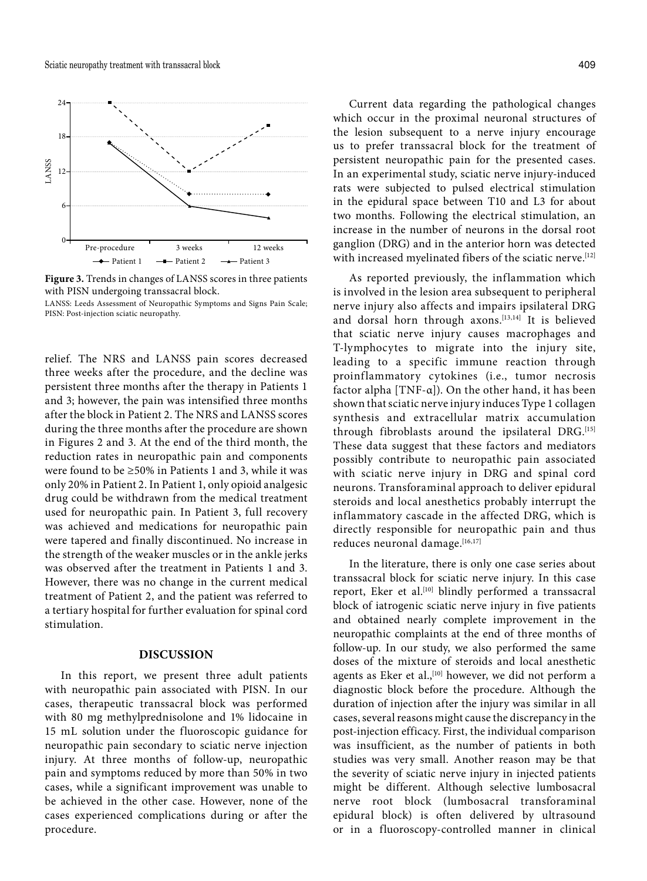**Figure 3.** Trends in changes of LANSS scores in three patients with PISN undergoing transsacral block.

LANSS: Leeds Assessment of Neuropathic Symptoms and Signs Pain Scale; PISN: Post-injection sciatic neuropathy.

relief. The NRS and LANSS pain scores decreased three weeks after the procedure, and the decline was persistent three months after the therapy in Patients 1 and 3; however, the pain was intensified three months after the block in Patient 2. The NRS and LANSS scores during the three months after the procedure are shown in Figures 2 and 3. At the end of the third month, the reduction rates in neuropathic pain and components were found to be ≥50% in Patients 1 and 3, while it was only 20% in Patient 2. In Patient 1, only opioid analgesic drug could be withdrawn from the medical treatment used for neuropathic pain. In Patient 3, full recovery was achieved and medications for neuropathic pain were tapered and finally discontinued. No increase in the strength of the weaker muscles or in the ankle jerks was observed after the treatment in Patients 1 and 3. However, there was no change in the current medical treatment of Patient 2, and the patient was referred to a tertiary hospital for further evaluation for spinal cord stimulation.

## DISCUSSION

In this report, we present three adult patients with neuropathic pain associated with PISN. In our cases, therapeutic transsacral block was performed with 80 mg methylprednisolone and 1% lidocaine in 15 mL solution under the fluoroscopic guidance for neuropathic pain secondary to sciatic nerve injection injury. At three months of follow-up, neuropathic pain and symptoms reduced by more than 50% in two cases, while a significant improvement was unable to be achieved in the other case. However, none of the cases experienced complications during or after the procedure.

Current data regarding the pathological changes which occur in the proximal neuronal structures of the lesion subsequent to a nerve injury encourage us to prefer transsacral block for the treatment of persistent neuropathic pain for the presented cases. In an experimental study, sciatic nerve injury-induced rats were subjected to pulsed electrical stimulation in the epidural space between T10 and L3 for about two months. Following the electrical stimulation, an increase in the number of neurons in the dorsal root ganglion (DRG) and in the anterior horn was detected with increased myelinated fibers of the sciatic nerve.[12]

As reported previously, the inflammation which is involved in the lesion area subsequent to peripheral nerve injury also affects and impairs ipsilateral DRG and dorsal horn through axons.[13,14] It is believed that sciatic nerve injury causes macrophages and T-lymphocytes to migrate into the injury site, leading to a specific immune reaction through proinflammatory cytokines (i.e., tumor necrosis factor alpha [TNF-α]). On the other hand, it has been shown that sciatic nerve injury induces Type 1 collagen synthesis and extracellular matrix accumulation through fibroblasts around the ipsilateral DRG.[15] These data suggest that these factors and mediators possibly contribute to neuropathic pain associated with sciatic nerve injury in DRG and spinal cord neurons. Transforaminal approach to deliver epidural steroids and local anesthetics probably interrupt the inflammatory cascade in the affected DRG, which is directly responsible for neuropathic pain and thus reduces neuronal damage.[16,17]

In the literature, there is only one case series about transsacral block for sciatic nerve injury. In this case report, Eker et al.[10] blindly performed a transsacral block of iatrogenic sciatic nerve injury in five patients and obtained nearly complete improvement in the neuropathic complaints at the end of three months of follow-up. In our study, we also performed the same doses of the mixture of steroids and local anesthetic agents as Eker et al.,[10] however, we did not perform a diagnostic block before the procedure. Although the duration of injection after the injury was similar in all cases, several reasons might cause the discrepancy in the post-injection efficacy. First, the individual comparison was insufficient, as the number of patients in both studies was very small. Another reason may be that the severity of sciatic nerve injury in injected patients might be different. Although selective lumbosacral nerve root block (lumbosacral transforaminal epidural block) is often delivered by ultrasound or in a fluoroscopy-controlled manner in clinical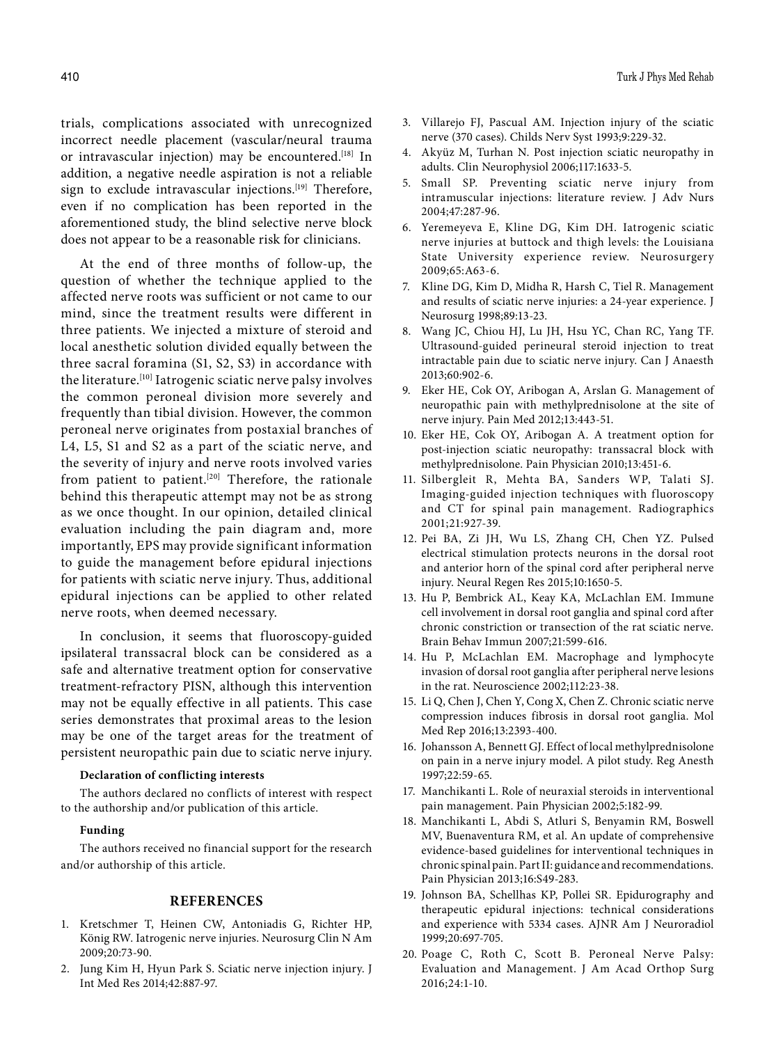trials, complications associated with unrecognized incorrect needle placement (vascular/neural trauma or intravascular injection) may be encountered.[18] In addition, a negative needle aspiration is not a reliable sign to exclude intravascular injections.[19] Therefore, even if no complication has been reported in the aforementioned study, the blind selective nerve block does not appear to be a reasonable risk for clinicians.

At the end of three months of follow-up, the question of whether the technique applied to the affected nerve roots was sufficient or not came to our mind, since the treatment results were different in three patients. We injected a mixture of steroid and local anesthetic solution divided equally between the three sacral foramina (S1, S2, S3) in accordance with the literature.[10] Iatrogenic sciatic nerve palsy involves the common peroneal division more severely and frequently than tibial division. However, the common peroneal nerve originates from postaxial branches of L4, L5, S1 and S2 as a part of the sciatic nerve, and the severity of injury and nerve roots involved varies from patient to patient.[20] Therefore, the rationale behind this therapeutic attempt may not be as strong as we once thought. In our opinion, detailed clinical evaluation including the pain diagram and, more importantly, EPS may provide significant information to guide the management before epidural injections for patients with sciatic nerve injury. Thus, additional epidural injections can be applied to other related nerve roots, when deemed necessary.

In conclusion, it seems that fluoroscopy-guided ipsilateral transsacral block can be considered as a safe and alternative treatment option for conservative treatment-refractory PISN, although this intervention may not be equally effective in all patients. This case series demonstrates that proximal areas to the lesion may be one of the target areas for the treatment of persistent neuropathic pain due to sciatic nerve injury.

#### Declaration of conflicting interests

The authors declared no conflicts of interest with respect to the authorship and/or publication of this article.

#### Funding

The authors received no financial support for the research and/or authorship of this article.

## REFERENCES

1. Kretschmer T, Heinen CW, Antoniadis G, Richter HP, König RW. Iatrogenic nerve injuries. Neurosurg Clin N Am 2009;20:73-90.
2. Jung Kim H, Hyun Park S. Sciatic nerve injection injury. J Int Med Res 2014;42:887-97.
3. Villarejo FJ, Pascual AM. Injection injury of the sciatic nerve (370 cases). Childs Nerv Syst 1993;9:229-32.
4. Akyüz M, Turhan N. Post injection sciatic neuropathy in adults. Clin Neurophysiol 2006;117:1633-5.
5. Small SP. Preventing sciatic nerve injury from intramuscular injections: literature review. J Adv Nurs 2004;47:287-96.
6. Yeremeyeva E, Kline DG, Kim DH. Iatrogenic sciatic nerve injuries at buttock and thigh levels: the Louisiana State University experience review. Neurosurgery 2009;65:A63-6.
7. Kline DG, Kim D, Midha R, Harsh C, Tiel R. Management and results of sciatic nerve injuries: a 24-year experience. J Neurosurg 1998;89:13-23.
8. Wang JC, Chiou HJ, Lu JH, Hsu YC, Chan RC, Yang TF. Ultrasound-guided perineural steroid injection to treat intractable pain due to sciatic nerve injury. Can J Anaesth 2013;60:902-6.
9. Eker HE, Cok OY, Aribogan A, Arslan G. Management of neuropathic pain with methylprednisolone at the site of nerve injury. Pain Med 2012;13:443-51.
10. Eker HE, Cok OY, Aribogan A. A treatment option for post-injection sciatic neuropathy: transsacral block with methylprednisolone. Pain Physician 2010;13:451-6.
11. Silbergleit R, Mehta BA, Sanders WP, Talati SJ. Imaging-guided injection techniques with fluoroscopy and CT for spinal pain management. Radiographics 2001;21:927-39.
12. Pei BA, Zi JH, Wu LS, Zhang CH, Chen YZ. Pulsed electrical stimulation protects neurons in the dorsal root and anterior horn of the spinal cord after peripheral nerve injury. Neural Regen Res 2015;10:1650-5.
13. Hu P, Bembrick AL, Keay KA, McLachlan EM. Immune cell involvement in dorsal root ganglia and spinal cord after chronic constriction or transection of the rat sciatic nerve. Brain Behav Immun 2007;21:599-616.
14. Hu P, McLachlan EM. Macrophage and lymphocyte invasion of dorsal root ganglia after peripheral nerve lesions in the rat. Neuroscience 2002;112:23-38.
15. Li Q, Chen J, Chen Y, Cong X, Chen Z. Chronic sciatic nerve compression induces fibrosis in dorsal root ganglia. Mol Med Rep 2016;13:2393-400.
16. Johansson A, Bennett GJ. Effect of local methylprednisolone on pain in a nerve injury model. A pilot study. Reg Anesth 1997;22:59-65.
17. Manchikanti L. Role of neuraxial steroids in interventional pain management. Pain Physician 2002;5:182-99.
18. Manchikanti L, Abdi S, Atluri S, Benyamin RM, Boswell MV, Buenaventura RM, et al. An update of comprehensive evidence-based guidelines for interventional techniques in chronic spinal pain. Part II: guidance and recommendations. Pain Physician 2013;16:S49-283.
19. Johnson BA, Schellhas KP, Pollei SR. Epidurography and therapeutic epidural injections: technical considerations and experience with 5334 cases. AJNR Am J Neuroradiol 1999;20:697-705.
20. Poage C, Roth C, Scott B. Peroneal Nerve Palsy: Evaluation and Management. J Am Acad Orthop Surg 2016;24:1-10.